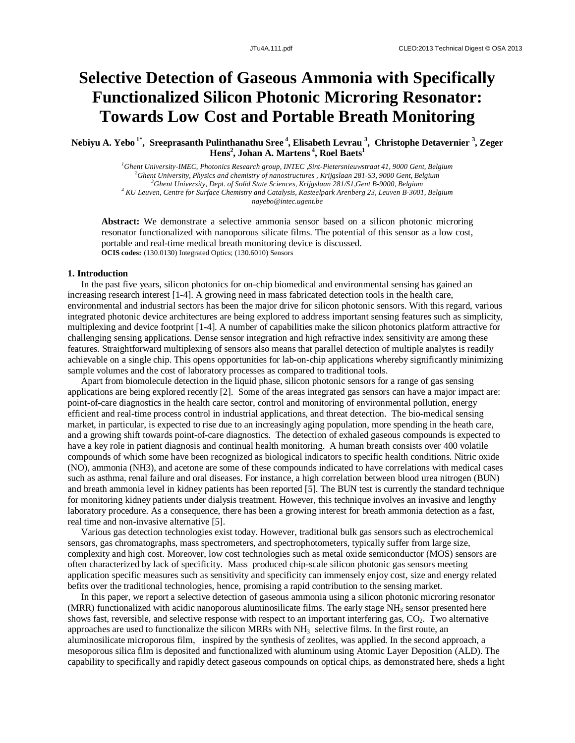# Selective Detection of Gaseous Ammonia with Specifically Functionalized Silicon Photonic Microring Resonator: Towards Low Cost and Portable Breath Monitoring

**Nebiyu A. Yebo [1*], Sreeprasanth Pulinthanathu Sree [4], Elisabeth Levrau [3], Christophe Detavernier [3], Zeger Hens[2], Johan A. Martens [4], Roel Baets[1]**

*[1]Ghent University-IMEC, Photonics Research group, INTEC ,Sint-Pietersnieuwstraat 41, 9000 Gent, Belgium*
*[2]Ghent University, Physics and chemistry of nanostructures , Krijgslaan 281-S3, 9000 Gent, Belgium*
*[3]Ghent University, Dept. of Solid State Sciences, Krijgslaan 281/S1,Gent B-9000, Belgium*
*[4] KU Leuven, Centre for Surface Chemistry and Catalysis, Kasteelpark Arenberg 23, Leuven B-3001, Belgium*
*nayebo@intec.ugent.be*

**Abstract:** We demonstrate a selective ammonia sensor based on a silicon photonic microring resonator functionalized with nanoporous silicate films. The potential of this sensor as a low cost, portable and real-time medical breath monitoring device is discussed.

**OCIS codes:** (130.0130) Integrated Optics; (130.6010) Sensors

## 1. Introduction

In the past five years, silicon photonics for on-chip biomedical and environmental sensing has gained an increasing research interest [1-4]. A growing need in mass fabricated detection tools in the health care, environmental and industrial sectors has been the major drive for silicon photonic sensors. With this regard, various integrated photonic device architectures are being explored to address important sensing features such as simplicity, multiplexing and device footprint [1-4]. A number of capabilities make the silicon photonics platform attractive for challenging sensing applications. Dense sensor integration and high refractive index sensitivity are among these features. Straightforward multiplexing of sensors also means that parallel detection of multiple analytes is readily achievable on a single chip. This opens opportunities for lab-on-chip applications whereby significantly minimizing sample volumes and the cost of laboratory processes as compared to traditional tools.

Apart from biomolecule detection in the liquid phase, silicon photonic sensors for a range of gas sensing applications are being explored recently [2]. Some of the areas integrated gas sensors can have a major impact are: point-of-care diagnostics in the health care sector, control and monitoring of environmental pollution, energy efficient and real-time process control in industrial applications, and threat detection. The bio-medical sensing market, in particular, is expected to rise due to an increasingly aging population, more spending in the heath care, and a growing shift towards point-of-care diagnostics. The detection of exhaled gaseous compounds is expected to have a key role in patient diagnosis and continual health monitoring. A human breath consists over 400 volatile compounds of which some have been recognized as biological indicators to specific health conditions. Nitric oxide (NO), ammonia (NH3), and acetone are some of these compounds indicated to have correlations with medical cases such as asthma, renal failure and oral diseases. For instance, a high correlation between blood urea nitrogen (BUN) and breath ammonia level in kidney patients has been reported [5]. The BUN test is currently the standard technique for monitoring kidney patients under dialysis treatment. However, this technique involves an invasive and lengthy laboratory procedure. As a consequence, there has been a growing interest for breath ammonia detection as a fast, real time and non-invasive alternative [5].

Various gas detection technologies exist today. However, traditional bulk gas sensors such as electrochemical sensors, gas chromatographs, mass spectrometers, and spectrophotometers, typically suffer from large size, complexity and high cost. Moreover, low cost technologies such as metal oxide semiconductor (MOS) sensors are often characterized by lack of specificity. Mass produced chip-scale silicon photonic gas sensors meeting application specific measures such as sensitivity and specificity can immensely enjoy cost, size and energy related befits over the traditional technologies, hence, promising a rapid contribution to the sensing market.

In this paper, we report a selective detection of gaseous ammonia using a silicon photonic microring resonator (MRR) functionalized with acidic nanoporous aluminosilicate films. The early stage $NH_3$ sensor presented here shows fast, reversible, and selective response with respect to an important interfering gas, $CO_2$. Two alternative approaches are used to functionalize the silicon MRRs with $NH_3$ selective films. In the first route, an aluminosilicate microporous film, inspired by the synthesis of zeolites, was applied. In the second approach, a mesoporous silica film is deposited and functionalized with aluminum using Atomic Layer Deposition (ALD). The capability to specifically and rapidly detect gaseous compounds on optical chips, as demonstrated here, sheds a light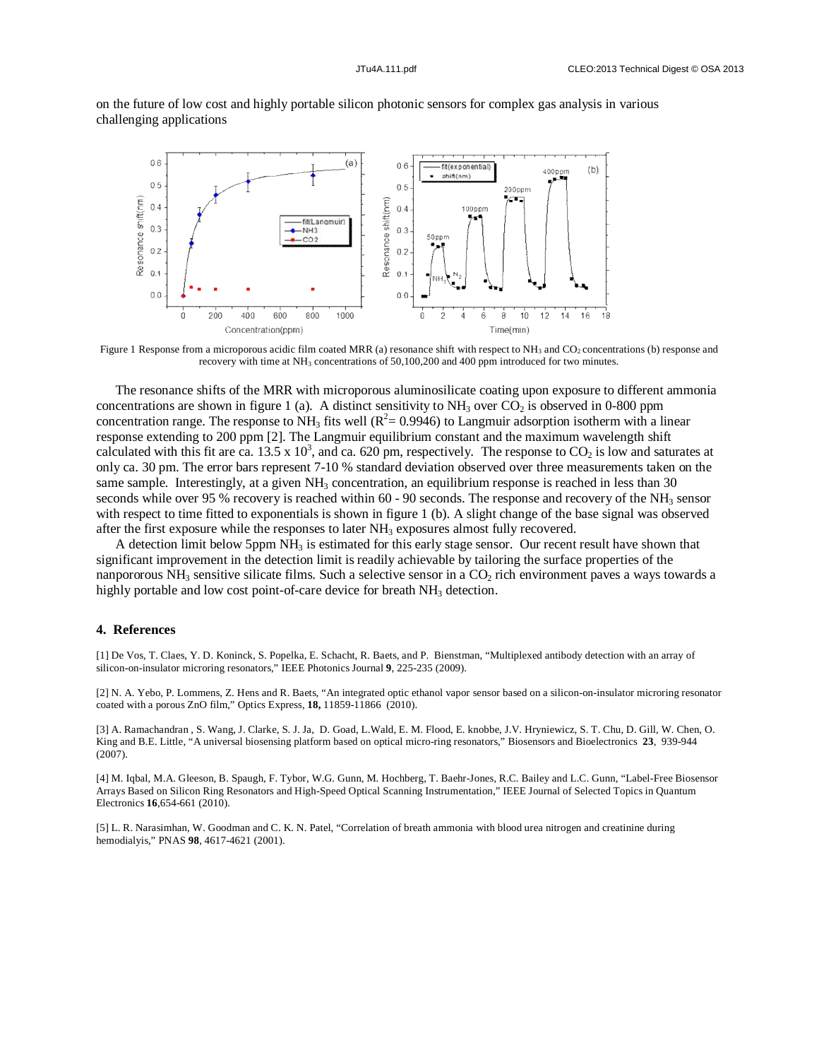on the future of low cost and highly portable silicon photonic sensors for complex gas analysis in various challenging applications

(a)

Resonance shift(nm)

0.6
0.5
0.4
0.3
0.2
0.1
0.0

0 200 400 600 800 1000

Concentration(ppm)

fit(Langmuir)
NH3
CO2

(b)

Resonance shift(nm)

fit(exponential)
shift(nm)

0.6
0.5
0.4
0.3
0.2
0.1
0.0

0 2 4 6 8 10 12 14 16 18

Time(min)

50ppm
100ppm
200ppm
400ppm
NH3
N2

Figure 1 Response from a microporous acidic film coated MRR (a) resonance shift with respect to $NH_3$ and $CO_2$ concentrations (b) response and recovery with time at $NH_3$ concentrations of 50,100,200 and 400 ppm introduced for two minutes.

The resonance shifts of the MRR with microporous aluminosilicate coating upon exposure to different ammonia concentrations are shown in figure 1 (a). A distinct sensitivity to $NH_3$ over $CO_2$ is observed in 0-800 ppm concentration range. The response to $NH_3$ fits well ($R^2$= 0.9946) to Langmuir adsorption isotherm with a linear response extending to 200 ppm [2]. The Langmuir equilibrium constant and the maximum wavelength shift calculated with this fit are ca. 13.5 x $10^3$, and ca. 620 pm, respectively. The response to $CO_2$ is low and saturates at only ca. 30 pm. The error bars represent 7-10 % standard deviation observed over three measurements taken on the same sample. Interestingly, at a given $NH_3$ concentration, an equilibrium response is reached in less than 30 seconds while over 95 % recovery is reached within 60 - 90 seconds. The response and recovery of the $NH_3$ sensor with respect to time fitted to exponentials is shown in figure 1 (b). A slight change of the base signal was observed after the first exposure while the responses to later $NH_3$ exposures almost fully recovered.

A detection limit below 5ppm $NH_3$ is estimated for this early stage sensor. Our recent result have shown that significant improvement in the detection limit is readily achievable by tailoring the surface properties of the nanpororous $NH_3$ sensitive silicate films. Such a selective sensor in a $CO_2$ rich environment paves a ways towards a highly portable and low cost point-of-care device for breath $NH_3$ detection.

## 4. References

[1] De Vos, T. Claes, Y. D. Koninck, S. Popelka, E. Schacht, R. Baets, and P. Bienstman, "Multiplexed antibody detection with an array of silicon-on-insulator microring resonators," IEEE Photonics Journal **9**, 225-235 (2009).

[2] N. A. Yebo, P. Lommens, Z. Hens and R. Baets, "An integrated optic ethanol vapor sensor based on a silicon-on-insulator microring resonator coated with a porous ZnO film," Optics Express, **18,** 11859-11866 (2010).

[3] A. Ramachandran , S. Wang, J. Clarke, S. J. Ja, D. Goad, L.Wald, E. M. Flood, E. knobbe, J.V. Hryniewicz, S. T. Chu, D. Gill, W. Chen, O. King and B.E. Little, "A universal biosensing platform based on optical micro-ring resonators," Biosensors and Bioelectronics **23**, 939-944 (2007).

[4] M. Iqbal, M.A. Gleeson, B. Spaugh, F. Tybor, W.G. Gunn, M. Hochberg, T. Baehr-Jones, R.C. Bailey and L.C. Gunn, "Label-Free Biosensor Arrays Based on Silicon Ring Resonators and High-Speed Optical Scanning Instrumentation," IEEE Journal of Selected Topics in Quantum Electronics **16**,654-661 (2010).

[5] L. R. Narasimhan, W. Goodman and C. K. N. Patel, "Correlation of breath ammonia with blood urea nitrogen and creatinine during hemodialyis," PNAS **98**, 4617-4621 (2001).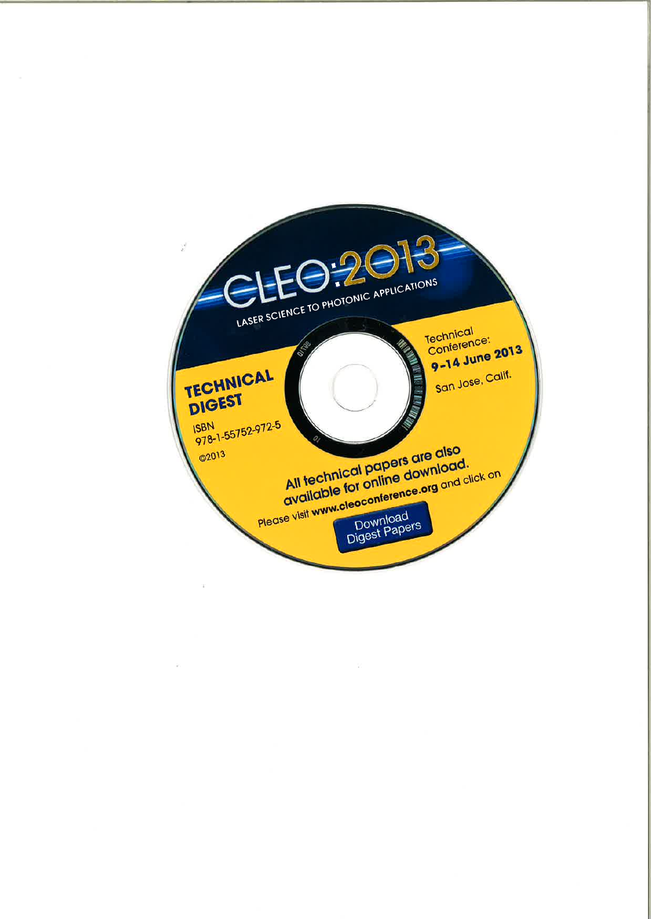# CLEO:2013

LASER SCIENCE TO PHOTONIC APPLICATIONS

Technical Conference:
**9–14 June 2013**
San Jose, Calif.

**TECHNICAL DIGEST**

ISBN
978-1-55752-972-5

©2013

**All technical papers are also available for online download.**

Please visit **www.cleoconference.org** and click on

Download Digest Papers